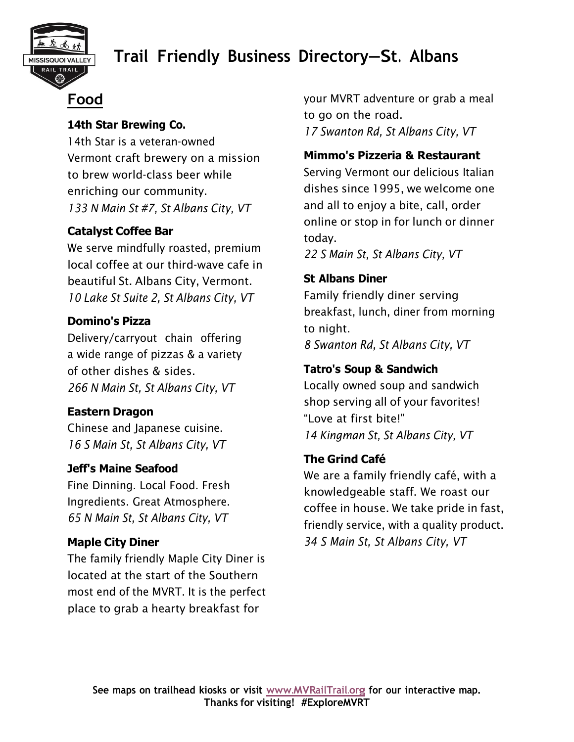# Trail Friendly Business Directory—St. Albans

## Food

**14th Star Brewing Co.**
14th Star is a veteran-owned Vermont craft brewery on a mission to brew world-class beer while enriching our community.
*133 N Main St #7, St Albans City, VT*

**Catalyst Coffee Bar**
We serve mindfully roasted, premium local coffee at our third-wave cafe in beautiful St. Albans City, Vermont.
*10 Lake St Suite 2, St Albans City, VT*

**Domino's Pizza**
Delivery/carryout chain offering a wide range of pizzas & a variety of other dishes & sides.
*266 N Main St, St Albans City, VT*

**Eastern Dragon**
Chinese and Japanese cuisine.
*16 S Main St, St Albans City, VT*

**Jeff's Maine Seafood**
Fine Dinning. Local Food. Fresh Ingredients. Great Atmosphere.
*65 N Main St, St Albans City, VT*

**Maple City Diner**
The family friendly Maple City Diner is located at the start of the Southern most end of the MVRT. It is the perfect place to grab a hearty breakfast for your MVRT adventure or grab a meal to go on the road.
*17 Swanton Rd, St Albans City, VT*

**Mimmo's Pizzeria & Restaurant**
Serving Vermont our delicious Italian dishes since 1995, we welcome one and all to enjoy a bite, call, order online or stop in for lunch or dinner today.
*22 S Main St, St Albans City, VT*

**St Albans Diner**
Family friendly diner serving breakfast, lunch, diner from morning to night.
*8 Swanton Rd, St Albans City, VT*

**Tatro's Soup & Sandwich**
Locally owned soup and sandwich shop serving all of your favorites! "Love at first bite!"
*14 Kingman St, St Albans City, VT*

**The Grind Café**
We are a family friendly café, with a knowledgeable staff. We roast our coffee in house. We take pride in fast, friendly service, with a quality product.
*34 S Main St, St Albans City, VT*

**See maps on trailhead kiosks or visit www.MVRailTrail.org for our interactive map. Thanks for visiting! #ExploreMVRT**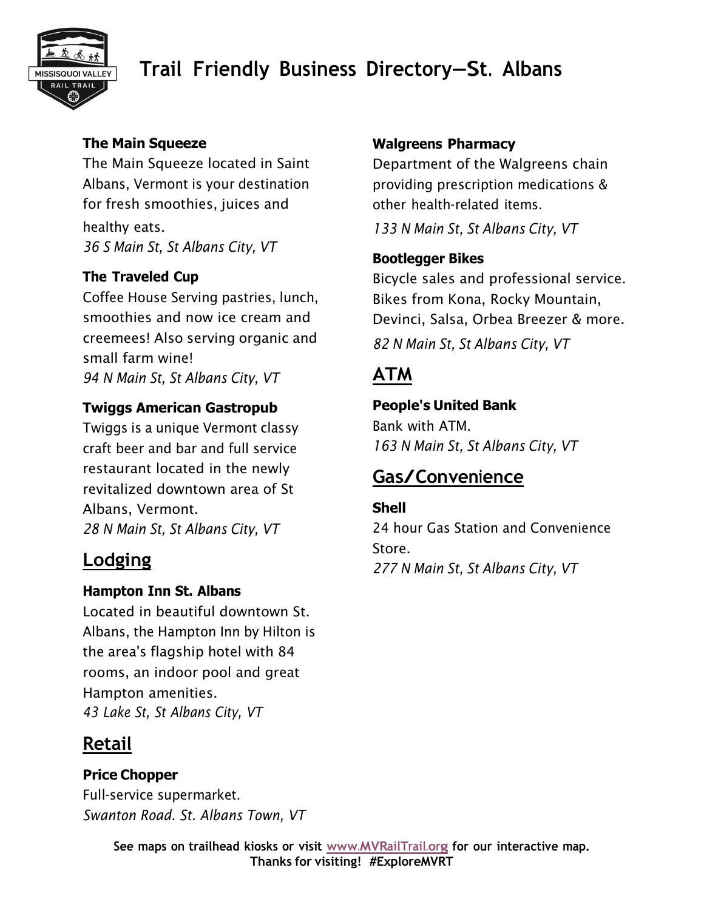# Trail Friendly Business Directory—St. Albans

### The Main Squeeze

The Main Squeeze located in Saint Albans, Vermont is your destination for fresh smoothies, juices and healthy eats.

*36 S Main St, St Albans City, VT*

### The Traveled Cup

Coffee House Serving pastries, lunch, smoothies and now ice cream and creemees! Also serving organic and small farm wine!

*94 N Main St, St Albans City, VT*

### Twiggs American Gastropub

Twiggs is a unique Vermont classy craft beer and bar and full service restaurant located in the newly revitalized downtown area of St Albans, Vermont.

*28 N Main St, St Albans City, VT*

## Lodging

### Hampton Inn St. Albans

Located in beautiful downtown St. Albans, the Hampton Inn by Hilton is the area's flagship hotel with 84 rooms, an indoor pool and great Hampton amenities.

*43 Lake St, St Albans City, VT*

## Retail

### Price Chopper

Full-service supermarket.

*Swanton Road. St. Albans Town, VT*

### Walgreens Pharmacy

Department of the Walgreens chain providing prescription medications & other health-related items.

*133 N Main St, St Albans City, VT*

### Bootlegger Bikes

Bicycle sales and professional service. Bikes from Kona, Rocky Mountain, Devinci, Salsa, Orbea Breezer & more.

*82 N Main St, St Albans City, VT*

## ATM

### People's United Bank

Bank with ATM.

*163 N Main St, St Albans City, VT*

## Gas/Convenience

### Shell

24 hour Gas Station and Convenience Store.

*277 N Main St, St Albans City, VT*

**See maps on trailhead kiosks or visit www.MVRailTrail.org for our interactive map. Thanks for visiting! #ExploreMVRT**